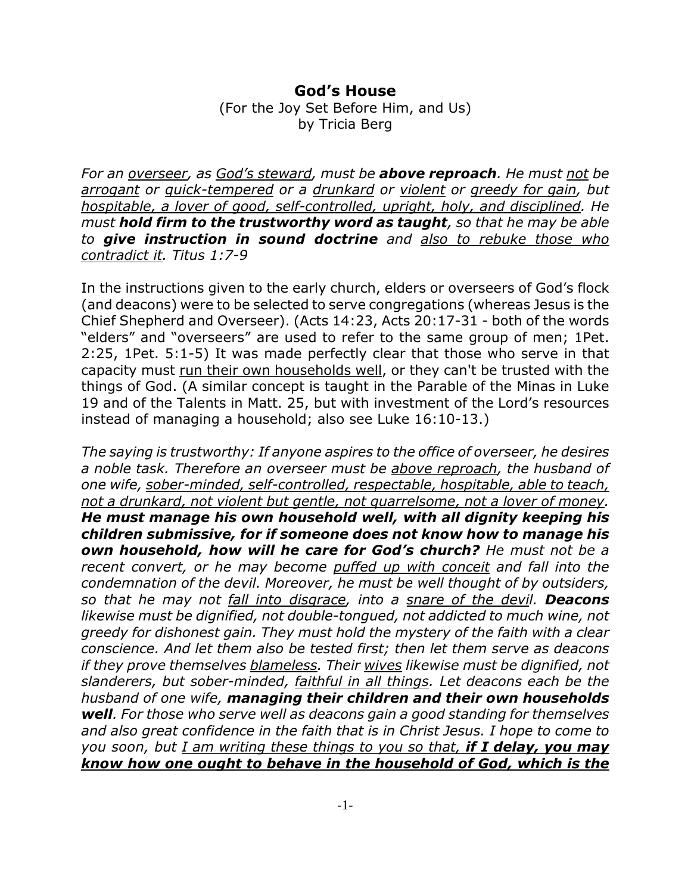# God's House

(For the Joy Set Before Him, and Us)
by Tricia Berg

*For an <u>overseer</u>, as <u>God's steward</u>, must be **above reproach**. He must <u>not</u> be <u>arrogant</u> or <u>quick-tempered</u> or a <u>drunkard</u> or <u>violent</u> or <u>greedy for gain</u>, but <u>hospitable, a lover of good, self-controlled, upright, holy, and disciplined</u>. He must **hold firm to the trustworthy word as taught**, so that he may be able to **give instruction in sound doctrine** and <u>also to rebuke those who contradict it</u>. Titus 1:7-9*

In the instructions given to the early church, elders or overseers of God's flock (and deacons) were to be selected to serve congregations (whereas Jesus is the Chief Shepherd and Overseer). (Acts 14:23, Acts 20:17-31 - both of the words "elders" and "overseers" are used to refer to the same group of men; 1Pet. 2:25, 1Pet. 5:1-5) It was made perfectly clear that those who serve in that capacity must <u>run their own households well</u>, or they can't be trusted with the things of God. (A similar concept is taught in the Parable of the Minas in Luke 19 and of the Talents in Matt. 25, but with investment of the Lord's resources instead of managing a household; also see Luke 16:10-13.)

*The saying is trustworthy: If anyone aspires to the office of overseer, he desires a noble task. Therefore an overseer must be <u>above reproach</u>, the husband of one wife, <u>sober-minded, self-controlled, respectable, hospitable, able to teach, not a drunkard, not violent but gentle, not quarrelsome, not a lover of money</u>. **He must manage his own household well, with all dignity keeping his children submissive, for if someone does not know how to manage his own household, how will he care for God's church?** He must not be a recent convert, or he may become <u>puffed up with conceit</u> and fall into the condemnation of the devil. Moreover, he must be well thought of by outsiders, so that he may not <u>fall into disgrace</u>, into a <u>snare of the devil</u>. **Deacons** likewise must be dignified, not double-tongued, not addicted to much wine, not greedy for dishonest gain. They must hold the mystery of the faith with a clear conscience. And let them also be tested first; then let them serve as deacons if they prove themselves <u>blameless</u>. Their <u>wives</u> likewise must be dignified, not slanderers, but sober-minded, <u>faithful in all things</u>. Let deacons each be the husband of one wife, **managing their children and their own households well**. For those who serve well as deacons gain a good standing for themselves and also great confidence in the faith that is in Christ Jesus. I hope to come to you soon, but <u>I am writing these things to you so that, **if I delay, you may know how one ought to behave in the household of God, which is the**</u>*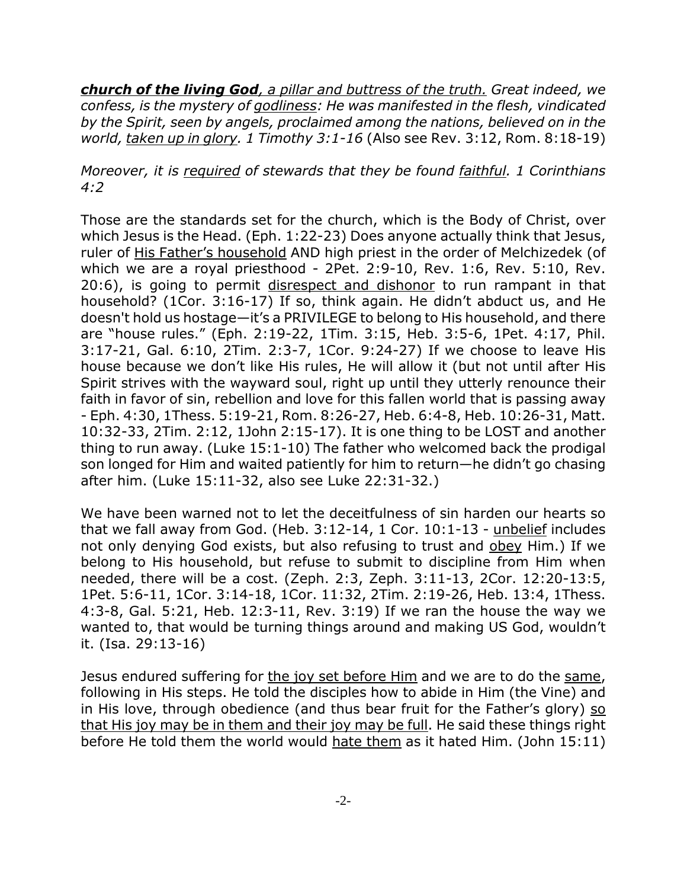***church of the living God**, a pillar and buttress of the truth. Great indeed, we confess, is the mystery of godliness: He was manifested in the flesh, vindicated by the Spirit, seen by angels, proclaimed among the nations, believed on in the world, taken up in glory. 1 Timothy 3:1-16* (Also see Rev. 3:12, Rom. 8:18-19)

*Moreover, it is required of stewards that they be found faithful. 1 Corinthians 4:2*

Those are the standards set for the church, which is the Body of Christ, over which Jesus is the Head. (Eph. 1:22-23) Does anyone actually think that Jesus, ruler of His Father's household AND high priest in the order of Melchizedek (of which we are a royal priesthood - 2Pet. 2:9-10, Rev. 1:6, Rev. 5:10, Rev. 20:6), is going to permit disrespect and dishonor to run rampant in that household? (1Cor. 3:16-17) If so, think again. He didn't abduct us, and He doesn't hold us hostage—it's a PRIVILEGE to belong to His household, and there are "house rules." (Eph. 2:19-22, 1Tim. 3:15, Heb. 3:5-6, 1Pet. 4:17, Phil. 3:17-21, Gal. 6:10, 2Tim. 2:3-7, 1Cor. 9:24-27) If we choose to leave His house because we don't like His rules, He will allow it (but not until after His Spirit strives with the wayward soul, right up until they utterly renounce their faith in favor of sin, rebellion and love for this fallen world that is passing away - Eph. 4:30, 1Thess. 5:19-21, Rom. 8:26-27, Heb. 6:4-8, Heb. 10:26-31, Matt. 10:32-33, 2Tim. 2:12, 1John 2:15-17). It is one thing to be LOST and another thing to run away. (Luke 15:1-10) The father who welcomed back the prodigal son longed for Him and waited patiently for him to return—he didn't go chasing after him. (Luke 15:11-32, also see Luke 22:31-32.)

We have been warned not to let the deceitfulness of sin harden our hearts so that we fall away from God. (Heb. 3:12-14, 1 Cor. 10:1-13 - unbelief includes not only denying God exists, but also refusing to trust and obey Him.) If we belong to His household, but refuse to submit to discipline from Him when needed, there will be a cost. (Zeph. 2:3, Zeph. 3:11-13, 2Cor. 12:20-13:5, 1Pet. 5:6-11, 1Cor. 3:14-18, 1Cor. 11:32, 2Tim. 2:19-26, Heb. 13:4, 1Thess. 4:3-8, Gal. 5:21, Heb. 12:3-11, Rev. 3:19) If we ran the house the way we wanted to, that would be turning things around and making US God, wouldn't it. (Isa. 29:13-16)

Jesus endured suffering for the joy set before Him and we are to do the same, following in His steps. He told the disciples how to abide in Him (the Vine) and in His love, through obedience (and thus bear fruit for the Father's glory) so that His joy may be in them and their joy may be full. He said these things right before He told them the world would hate them as it hated Him. (John 15:11)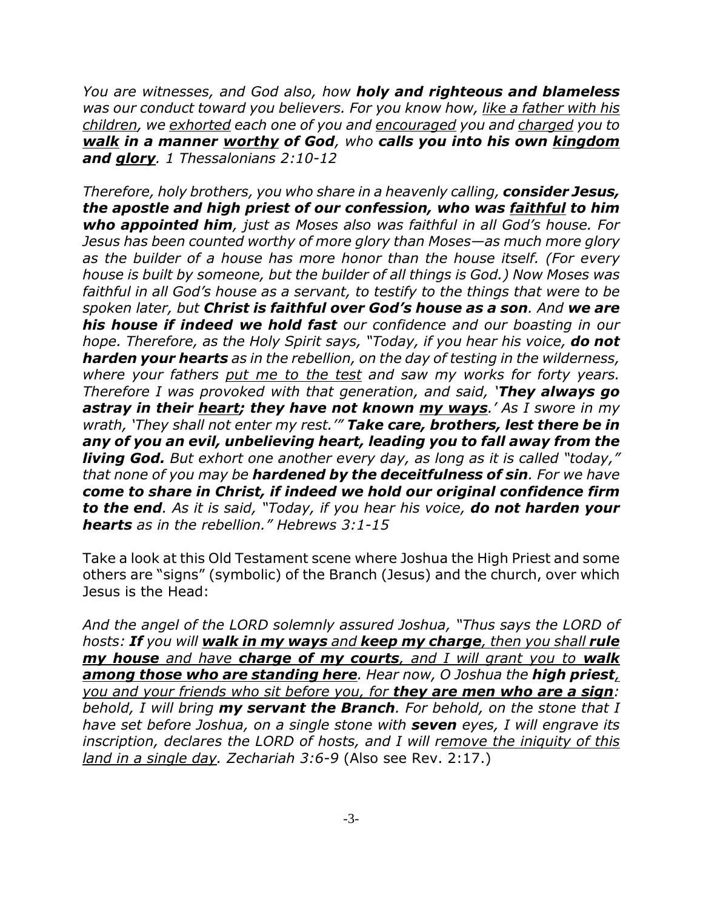*You are witnesses, and God also, how **holy and righteous and blameless** was our conduct toward you believers. For you know how, <u>like a father with his children</u>, we <u>exhorted</u> each one of you and <u>encouraged</u> you and <u>charged</u> you to **<u>walk</u> in a manner <u>worthy</u> of God**, who **calls you into his own <u>kingdom</u> and <u>glory</u>**. 1 Thessalonians 2:10-12*

*Therefore, holy brothers, you who share in a heavenly calling, **consider Jesus, the apostle and high priest of our confession, who was <u>faithful</u> to him who appointed him**, just as Moses also was faithful in all God's house. For Jesus has been counted worthy of more glory than Moses—as much more glory as the builder of a house has more honor than the house itself. (For every house is built by someone, but the builder of all things is God.) Now Moses was faithful in all God's house as a servant, to testify to the things that were to be spoken later, but **Christ is faithful over God's house as a son**. And **we are his house if indeed we hold fast** our confidence and our boasting in our hope. Therefore, as the Holy Spirit says, "Today, if you hear his voice, **do not harden your hearts** as in the rebellion, on the day of testing in the wilderness, where your fathers <u>put me to the test</u> and saw my works for forty years. Therefore I was provoked with that generation, and said, '**They always go astray in their <u>heart</u>; they have not known <u>my ways</u>**.' As I swore in my wrath, 'They shall not enter my rest.'" **Take care, brothers, lest there be in any of you an evil, unbelieving heart, leading you to fall away from the living God.** But exhort one another every day, as long as it is called "today," that none of you may be **hardened by the deceitfulness of sin**. For we have **come to share in Christ, if indeed we hold our original confidence firm to the end**. As it is said, "Today, if you hear his voice, **do not harden your hearts** as in the rebellion." Hebrews 3:1-15*

Take a look at this Old Testament scene where Joshua the High Priest and some others are "signs" (symbolic) of the Branch (Jesus) and the church, over which Jesus is the Head:

*And the angel of the LORD solemnly assured Joshua, "Thus says the LORD of hosts: **If** you will **<u>walk in my ways</u>** and **<u>keep my charge</u>**, then you shall **<u>rule my house</u>** and have **<u>charge of my courts</u>**, and I will grant you to **<u>walk among those who are standing here</u>**. Hear now, O Joshua the **high priest**, <u>you and your friends who sit before you, for **they are men who are a sign**</u>: behold, I will bring **my servant the Branch**. For behold, on the stone that I have set before Joshua, on a single stone with **seven** eyes, I will engrave its inscription, declares the LORD of hosts, and I will <u>remove the iniquity of this land in a single day</u>. Zechariah 3:6-9* (Also see Rev. 2:17.)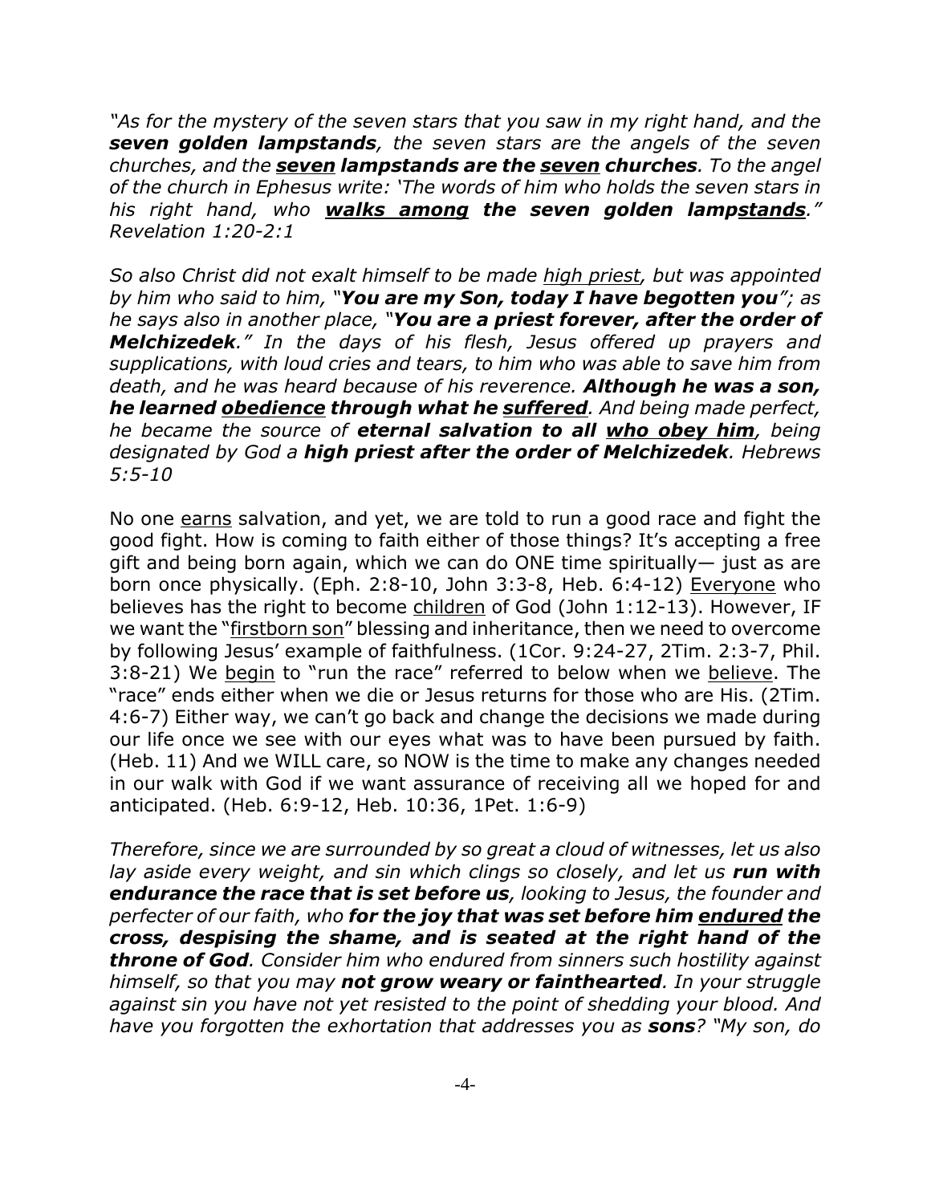*"As for the mystery of the seven stars that you saw in my right hand, and the **seven golden lampstands**, the seven stars are the angels of the seven churches, and the **<u>seven</u> lampstands are the <u>seven</u> churches**. To the angel of the church in Ephesus write: 'The words of him who holds the seven stars in his right hand, who **<u>walks among</u> the seven golden lamp<u>stands</u>**." Revelation 1:20-2:1*

*So also Christ did not exalt himself to be made <u>high priest</u>, but was appointed by him who said to him, "**You are my Son, today I have begotten you**"; as he says also in another place, "**You are a priest forever, after the order of Melchizedek**." In the days of his flesh, Jesus offered up prayers and supplications, with loud cries and tears, to him who was able to save him from death, and he was heard because of his reverence. **Although he was a son, he learned <u>obedience</u> through what he <u>suffered</u>**. And being made perfect, he became the source of **eternal salvation to all <u>who obey him</u>**, being designated by God a **high priest after the order of Melchizedek**. Hebrews 5:5-10*

No one <u>earns</u> salvation, and yet, we are told to run a good race and fight the good fight. How is coming to faith either of those things? It's accepting a free gift and being born again, which we can do ONE time spiritually— just as are born once physically. (Eph. 2:8-10, John 3:3-8, Heb. 6:4-12) <u>Everyone</u> who believes has the right to become <u>children</u> of God (John 1:12-13). However, IF we want the "<u>firstborn son</u>" blessing and inheritance, then we need to overcome by following Jesus' example of faithfulness. (1Cor. 9:24-27, 2Tim. 2:3-7, Phil. 3:8-21) We <u>begin</u> to "run the race" referred to below when we <u>believe</u>. The "race" ends either when we die or Jesus returns for those who are His. (2Tim. 4:6-7) Either way, we can't go back and change the decisions we made during our life once we see with our eyes what was to have been pursued by faith. (Heb. 11) And we WILL care, so NOW is the time to make any changes needed in our walk with God if we want assurance of receiving all we hoped for and anticipated. (Heb. 6:9-12, Heb. 10:36, 1Pet. 1:6-9)

*Therefore, since we are surrounded by so great a cloud of witnesses, let us also lay aside every weight, and sin which clings so closely, and let us **run with endurance the race that is set before us**, looking to Jesus, the founder and perfecter of our faith, who **for the joy that was set before him <u>endured</u> the cross, despising the shame, and is seated at the right hand of the throne of God**. Consider him who endured from sinners such hostility against himself, so that you may **not grow weary or fainthearted**. In your struggle against sin you have not yet resisted to the point of shedding your blood. And have you forgotten the exhortation that addresses you as **sons**? "My son, do*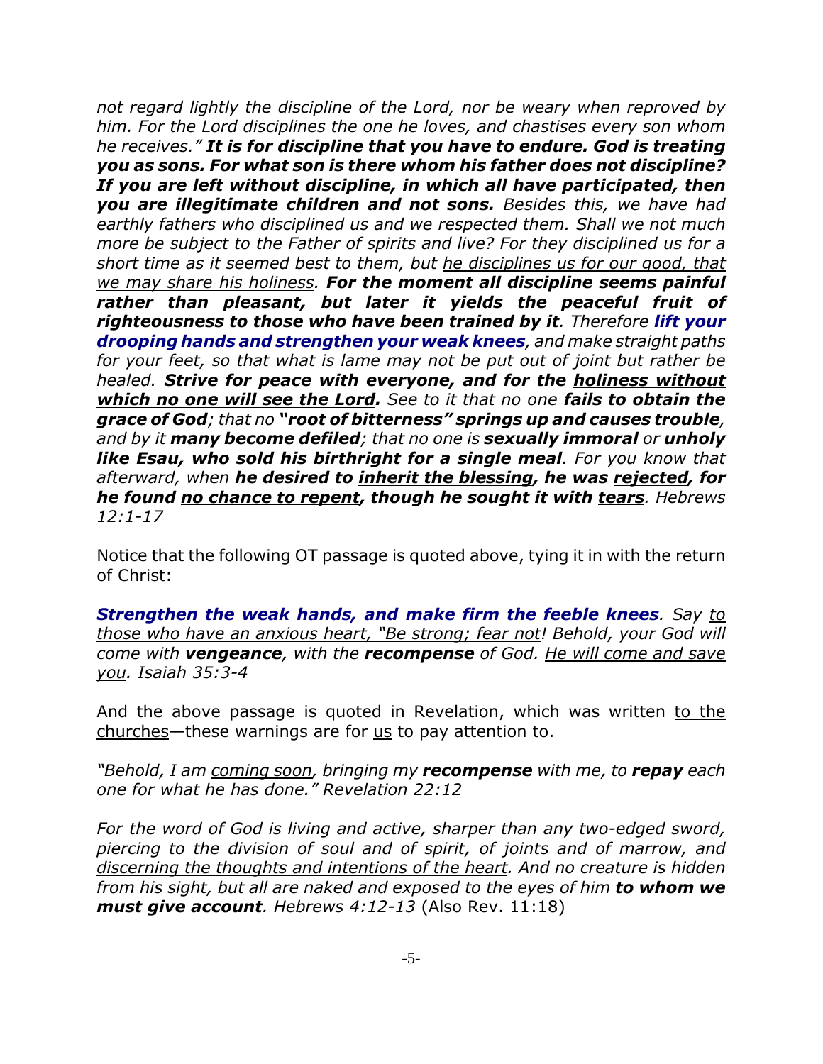*not regard lightly the discipline of the Lord, nor be weary when reproved by him. For the Lord disciplines the one he loves, and chastises every son whom he receives." **It is for discipline that you have to endure. God is treating you as sons. For what son is there whom his father does not discipline? If you are left without discipline, in which all have participated, then you are illegitimate children and not sons.** Besides this, we have had earthly fathers who disciplined us and we respected them. Shall we not much more be subject to the Father of spirits and live? For they disciplined us for a short time as it seemed best to them, but <u>he disciplines us for our good, that we may share his holiness</u>. **For the moment all discipline seems painful rather than pleasant, but later it yields the peaceful fruit of righteousness to those who have been trained by it**. Therefore **lift your drooping hands and strengthen your weak knees**, and make straight paths for your feet, so that what is lame may not be put out of joint but rather be healed. **Strive for peace with everyone, and for the <u>holiness without which no one will see the Lord</u>.** See to it that no one **fails to obtain the grace of God**; that no **"root of bitterness" springs up and causes trouble**, and by it **many become defiled**; that no one is **sexually immoral** or **unholy like Esau, who sold his birthright for a single meal**. For you know that afterward, when **he desired to <u>inherit the blessing</u>, he was <u>rejected</u>, for he found <u>no chance to repent</u>, though he sought it with <u>tears</u>**. Hebrews 12:1-17*

Notice that the following OT passage is quoted above, tying it in with the return of Christ:

***Strengthen the weak hands, and make firm the feeble knees**. Say <u>to those who have an anxious heart, "Be strong; fear not</u>! Behold, your God will come with **vengeance**, with the **recompense** of God. <u>He will come and save you</u>. Isaiah 35:3-4*

And the above passage is quoted in Revelation, which was written <u>to the churches</u>—these warnings are for <u>us</u> to pay attention to.

*"Behold, I am <u>coming soon</u>, bringing my **recompense** with me, to **repay** each one for what he has done." Revelation 22:12*

*For the word of God is living and active, sharper than any two-edged sword, piercing to the division of soul and of spirit, of joints and of marrow, and <u>discerning the thoughts and intentions of the heart</u>. And no creature is hidden from his sight, but all are naked and exposed to the eyes of him **to whom we must give account**. Hebrews 4:12-13* (Also Rev. 11:18)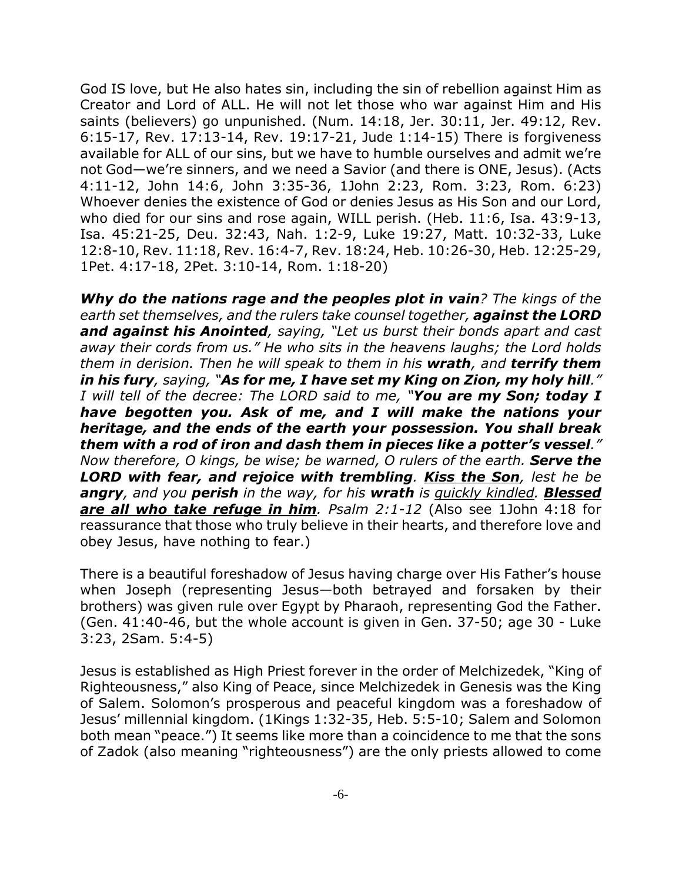God IS love, but He also hates sin, including the sin of rebellion against Him as Creator and Lord of ALL. He will not let those who war against Him and His saints (believers) go unpunished. (Num. 14:18, Jer. 30:11, Jer. 49:12, Rev. 6:15-17, Rev. 17:13-14, Rev. 19:17-21, Jude 1:14-15) There is forgiveness available for ALL of our sins, but we have to humble ourselves and admit we're not God—we're sinners, and we need a Savior (and there is ONE, Jesus). (Acts 4:11-12, John 14:6, John 3:35-36, 1John 2:23, Rom. 3:23, Rom. 6:23) Whoever denies the existence of God or denies Jesus as His Son and our Lord, who died for our sins and rose again, WILL perish. (Heb. 11:6, Isa. 43:9-13, Isa. 45:21-25, Deu. 32:43, Nah. 1:2-9, Luke 19:27, Matt. 10:32-33, Luke 12:8-10, Rev. 11:18, Rev. 16:4-7, Rev. 18:24, Heb. 10:26-30, Heb. 12:25-29, 1Pet. 4:17-18, 2Pet. 3:10-14, Rom. 1:18-20)

***Why do the nations rage and the peoples plot in vain****? The kings of the earth set themselves, and the rulers take counsel together,* ***against the LORD and against his Anointed****, saying, "Let us burst their bonds apart and cast away their cords from us." He who sits in the heavens laughs; the Lord holds them in derision. Then he will speak to them in his* ***wrath****, and* ***terrify them in his fury****, saying, "****As for me, I have set my King on Zion, my holy hill****." I will tell of the decree: The LORD said to me, "****You are my Son; today I have begotten you. Ask of me, and I will make the nations your heritage, and the ends of the earth your possession. You shall break them with a rod of iron and dash them in pieces like a potter's vessel****." Now therefore, O kings, be wise; be warned, O rulers of the earth.* ***Serve the LORD with fear, and rejoice with trembling****.* ***<u>Kiss the Son</u>****, lest he be* ***angry****, and you* ***perish*** *in the way, for his* ***wrath*** *is <u>quickly kindled</u>.* ***<u>Blessed are all who take refuge in him</u>****. Psalm 2:1-12* (Also see 1John 4:18 for reassurance that those who truly believe in their hearts, and therefore love and obey Jesus, have nothing to fear.)

There is a beautiful foreshadow of Jesus having charge over His Father's house when Joseph (representing Jesus—both betrayed and forsaken by their brothers) was given rule over Egypt by Pharaoh, representing God the Father. (Gen. 41:40-46, but the whole account is given in Gen. 37-50; age 30 - Luke 3:23, 2Sam. 5:4-5)

Jesus is established as High Priest forever in the order of Melchizedek, "King of Righteousness," also King of Peace, since Melchizedek in Genesis was the King of Salem. Solomon's prosperous and peaceful kingdom was a foreshadow of Jesus' millennial kingdom. (1Kings 1:32-35, Heb. 5:5-10; Salem and Solomon both mean "peace.") It seems like more than a coincidence to me that the sons of Zadok (also meaning "righteousness") are the only priests allowed to come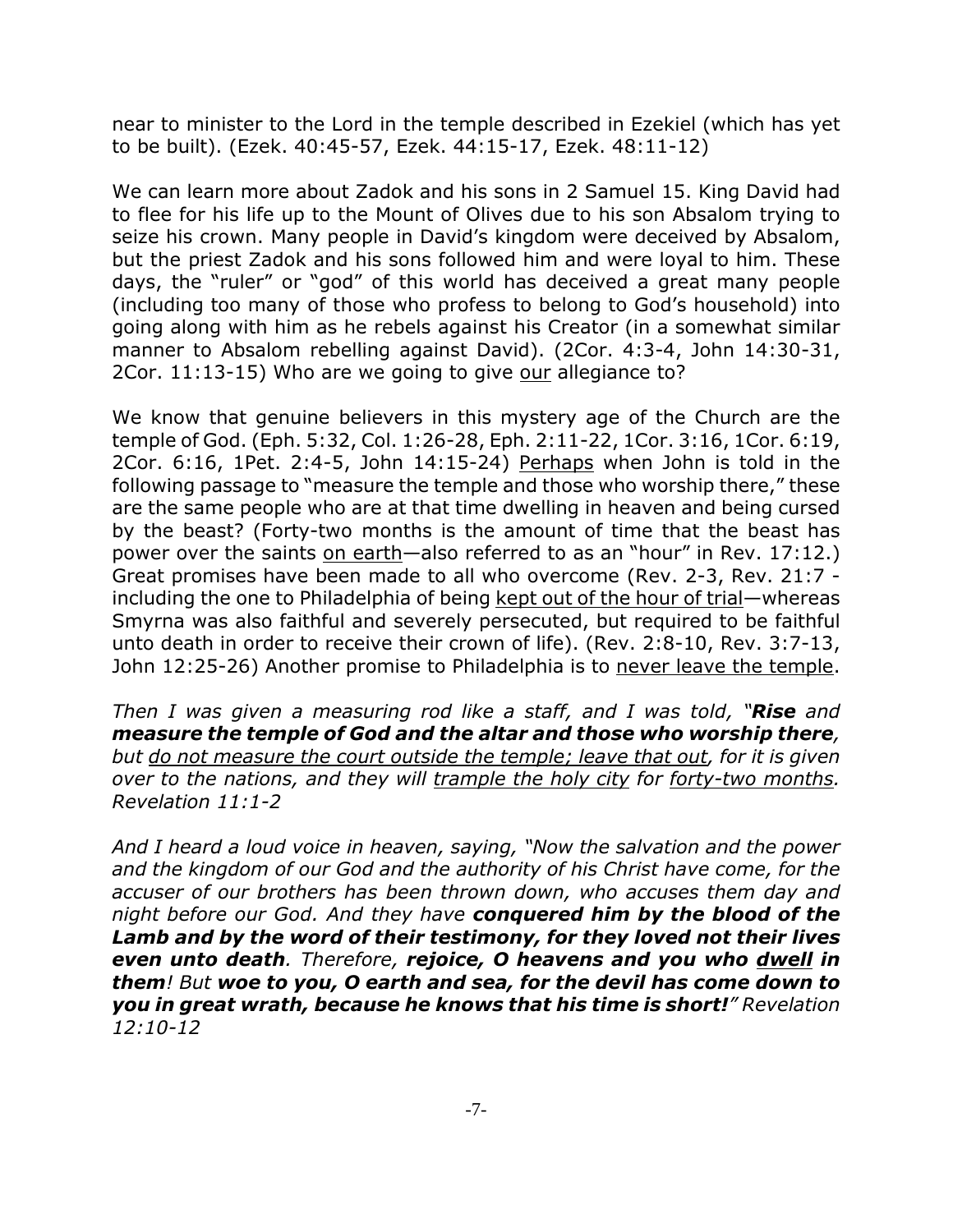near to minister to the Lord in the temple described in Ezekiel (which has yet to be built). (Ezek. 40:45-57, Ezek. 44:15-17, Ezek. 48:11-12)

We can learn more about Zadok and his sons in 2 Samuel 15. King David had to flee for his life up to the Mount of Olives due to his son Absalom trying to seize his crown. Many people in David's kingdom were deceived by Absalom, but the priest Zadok and his sons followed him and were loyal to him. These days, the "ruler" or "god" of this world has deceived a great many people (including too many of those who profess to belong to God's household) into going along with him as he rebels against his Creator (in a somewhat similar manner to Absalom rebelling against David). (2Cor. 4:3-4, John 14:30-31, 2Cor. 11:13-15) Who are we going to give <u>our</u> allegiance to?

We know that genuine believers in this mystery age of the Church are the temple of God. (Eph. 5:32, Col. 1:26-28, Eph. 2:11-22, 1Cor. 3:16, 1Cor. 6:19, 2Cor. 6:16, 1Pet. 2:4-5, John 14:15-24) <u>Perhaps</u> when John is told in the following passage to "measure the temple and those who worship there," these are the same people who are at that time dwelling in heaven and being cursed by the beast? (Forty-two months is the amount of time that the beast has power over the saints <u>on earth</u>—also referred to as an "hour" in Rev. 17:12.) Great promises have been made to all who overcome (Rev. 2-3, Rev. 21:7 - including the one to Philadelphia of being <u>kept out of the hour of trial</u>—whereas Smyrna was also faithful and severely persecuted, but required to be faithful unto death in order to receive their crown of life). (Rev. 2:8-10, Rev. 3:7-13, John 12:25-26) Another promise to Philadelphia is to <u>never leave the temple</u>.

*Then I was given a measuring rod like a staff, and I was told, "**Rise** and **measure the temple of God and the altar and those who worship there**, but <u>do not measure the court outside the temple; leave that out</u>, for it is given over to the nations, and they will <u>trample the holy city</u> for <u>forty-two months</u>. Revelation 11:1-2*

*And I heard a loud voice in heaven, saying, "Now the salvation and the power and the kingdom of our God and the authority of his Christ have come, for the accuser of our brothers has been thrown down, who accuses them day and night before our God. And they have **conquered him by the blood of the Lamb and by the word of their testimony, for they loved not their lives even unto death**. Therefore, **rejoice, O heavens and you who <u>dwell</u> in them**! But **woe to you, O earth and sea, for the devil has come down to you in great wrath, because he knows that his time is short!**" Revelation 12:10-12*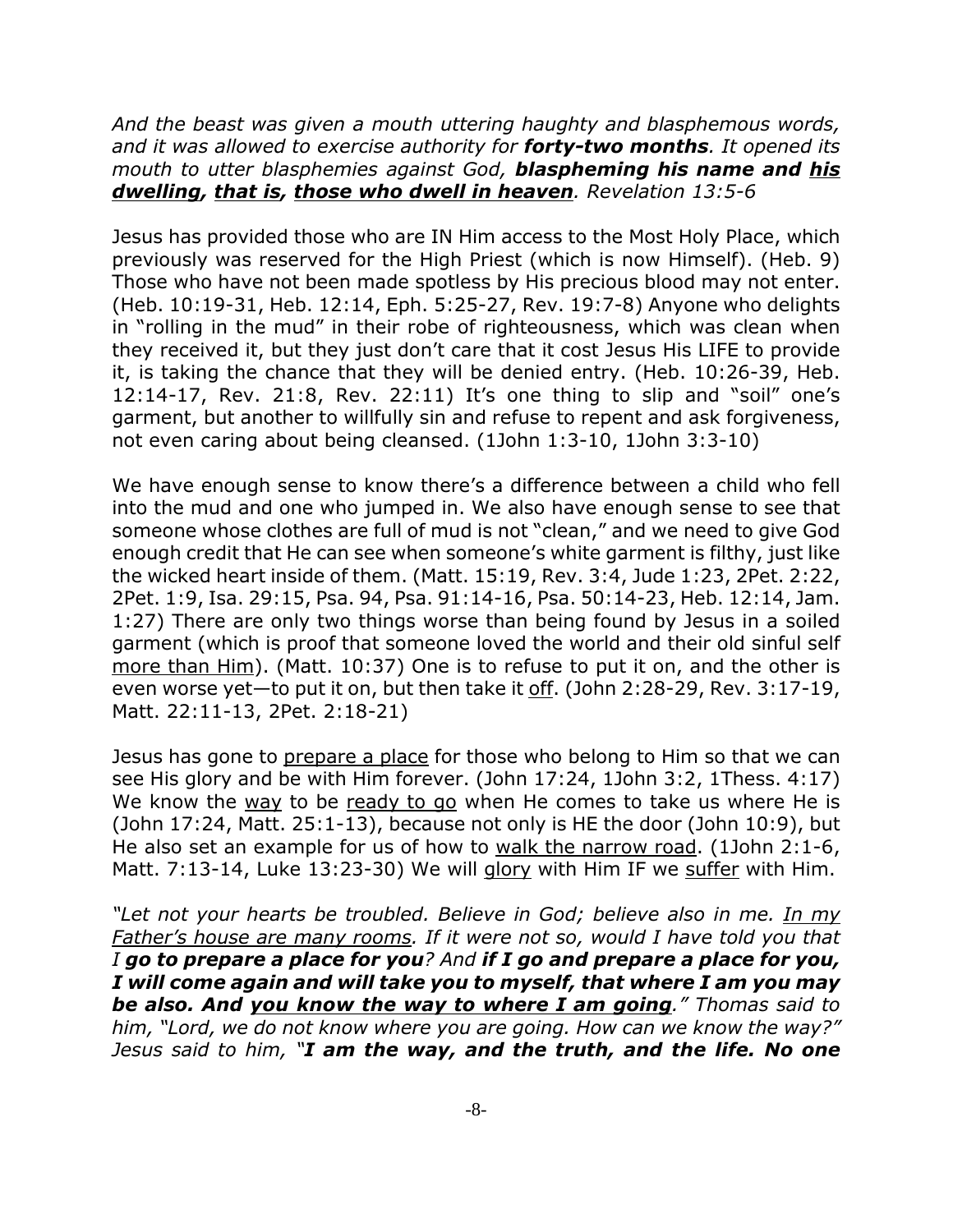*And the beast was given a mouth uttering haughty and blasphemous words, and it was allowed to exercise authority for **forty-two months**. It opened its mouth to utter blasphemies against God, **blaspheming his name and <u>his dwelling</u>, <u>that is</u>, <u>those who dwell in heaven</u>**. Revelation 13:5-6*

Jesus has provided those who are IN Him access to the Most Holy Place, which previously was reserved for the High Priest (which is now Himself). (Heb. 9) Those who have not been made spotless by His precious blood may not enter. (Heb. 10:19-31, Heb. 12:14, Eph. 5:25-27, Rev. 19:7-8) Anyone who delights in "rolling in the mud" in their robe of righteousness, which was clean when they received it, but they just don't care that it cost Jesus His LIFE to provide it, is taking the chance that they will be denied entry. (Heb. 10:26-39, Heb. 12:14-17, Rev. 21:8, Rev. 22:11) It's one thing to slip and "soil" one's garment, but another to willfully sin and refuse to repent and ask forgiveness, not even caring about being cleansed. (1John 1:3-10, 1John 3:3-10)

We have enough sense to know there's a difference between a child who fell into the mud and one who jumped in. We also have enough sense to see that someone whose clothes are full of mud is not "clean," and we need to give God enough credit that He can see when someone's white garment is filthy, just like the wicked heart inside of them. (Matt. 15:19, Rev. 3:4, Jude 1:23, 2Pet. 2:22, 2Pet. 1:9, Isa. 29:15, Psa. 94, Psa. 91:14-16, Psa. 50:14-23, Heb. 12:14, Jam. 1:27) There are only two things worse than being found by Jesus in a soiled garment (which is proof that someone loved the world and their old sinful self <u>more than Him</u>). (Matt. 10:37) One is to refuse to put it on, and the other is even worse yet—to put it on, but then take it <u>off</u>. (John 2:28-29, Rev. 3:17-19, Matt. 22:11-13, 2Pet. 2:18-21)

Jesus has gone to <u>prepare a place</u> for those who belong to Him so that we can see His glory and be with Him forever. (John 17:24, 1John 3:2, 1Thess. 4:17) We know the <u>way</u> to be <u>ready to go</u> when He comes to take us where He is (John 17:24, Matt. 25:1-13), because not only is HE the door (John 10:9), but He also set an example for us of how to <u>walk the narrow road</u>. (1John 2:1-6, Matt. 7:13-14, Luke 13:23-30) We will <u>glory</u> with Him IF we <u>suffer</u> with Him.

*"Let not your hearts be troubled. Believe in God; believe also in me. <u>In my Father's house are many rooms</u>. If it were not so, would I have told you that I **go to prepare a place for you**? And **if I go and prepare a place for you, I will come again and will take you to myself, that where I am you may be also. And <u>you know the way to where I am going</u>**." Thomas said to him, "Lord, we do not know where you are going. How can we know the way?" Jesus said to him, "**I am the way, and the truth, and the life. No one***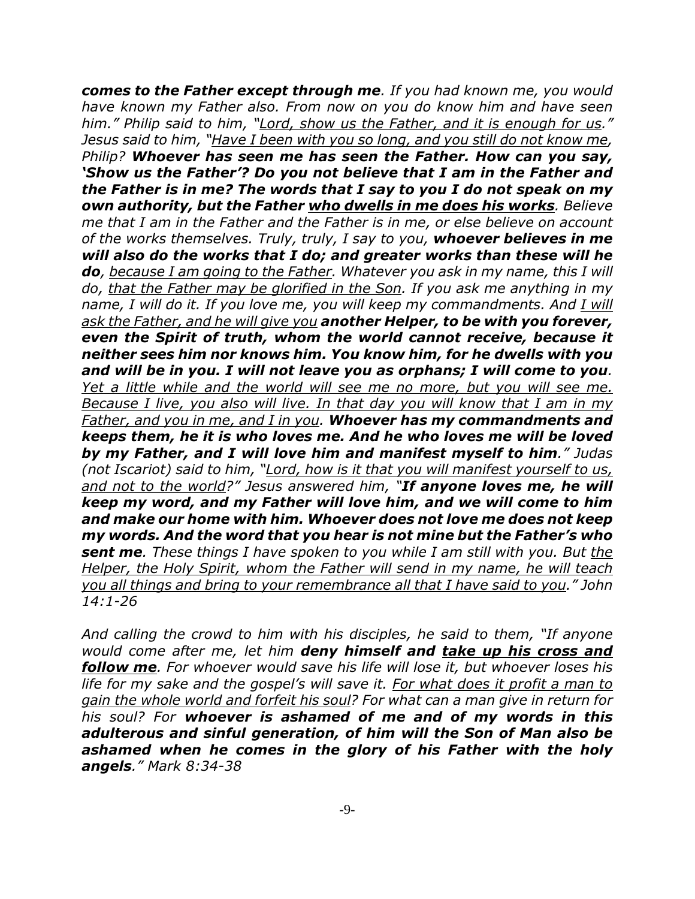***comes to the Father except through me**. If you had known me, you would have known my Father also. From now on you do know him and have seen him." Philip said to him, "<u>Lord, show us the Father, and it is enough for us</u>." Jesus said to him, "<u>Have I been with you so long, and you still do not know me</u>, Philip? **Whoever has seen me has seen the Father. How can you say, 'Show us the Father'? Do you not believe that I am in the Father and the Father is in me? The words that I say to you I do not speak on my own authority, but the Father <u>who dwells in me does his works</u>**. Believe me that I am in the Father and the Father is in me, or else believe on account of the works themselves. Truly, truly, I say to you, **whoever believes in me will also do the works that I do; and greater works than these will he do**, <u>because I am going to the Father</u>. Whatever you ask in my name, this I will do, <u>that the Father may be glorified in the Son</u>. If you ask me anything in my name, I will do it. If you love me, you will keep my commandments. And <u>I will ask the Father, and he will give you</u> **another Helper, to be with you forever, even the Spirit of truth, whom the world cannot receive, because it neither sees him nor knows him. You know him, for he dwells with you and will be in you. I will not leave you as orphans; I will come to you**. <u>Yet a little while and the world will see me no more, but you will see me. Because I live, you also will live. In that day you will know that I am in my Father, and you in me, and I in you</u>. **Whoever has my commandments and keeps them, he it is who loves me. And he who loves me will be loved by my Father, and I will love him and manifest myself to him**." Judas (not Iscariot) said to him, "<u>Lord, how is it that you will manifest yourself to us, and not to the world</u>?" Jesus answered him, "**If anyone loves me, he will keep my word, and my Father will love him, and we will come to him and make our home with him. Whoever does not love me does not keep my words. And the word that you hear is not mine but the Father's who sent me**. These things I have spoken to you while I am still with you. But <u>the Helper, the Holy Spirit, whom the Father will send in my name, he will teach you all things and bring to your remembrance all that I have said to you</u>." John 14:1-26*

*And calling the crowd to him with his disciples, he said to them, "If anyone would come after me, let him **deny himself and <u>take up his cross and follow me</u>**. For whoever would save his life will lose it, but whoever loses his life for my sake and the gospel's will save it. <u>For what does it profit a man to gain the whole world and forfeit his soul</u>? For what can a man give in return for his soul? For **whoever is ashamed of me and of my words in this adulterous and sinful generation, of him will the Son of Man also be ashamed when he comes in the glory of his Father with the holy angels**." Mark 8:34-38*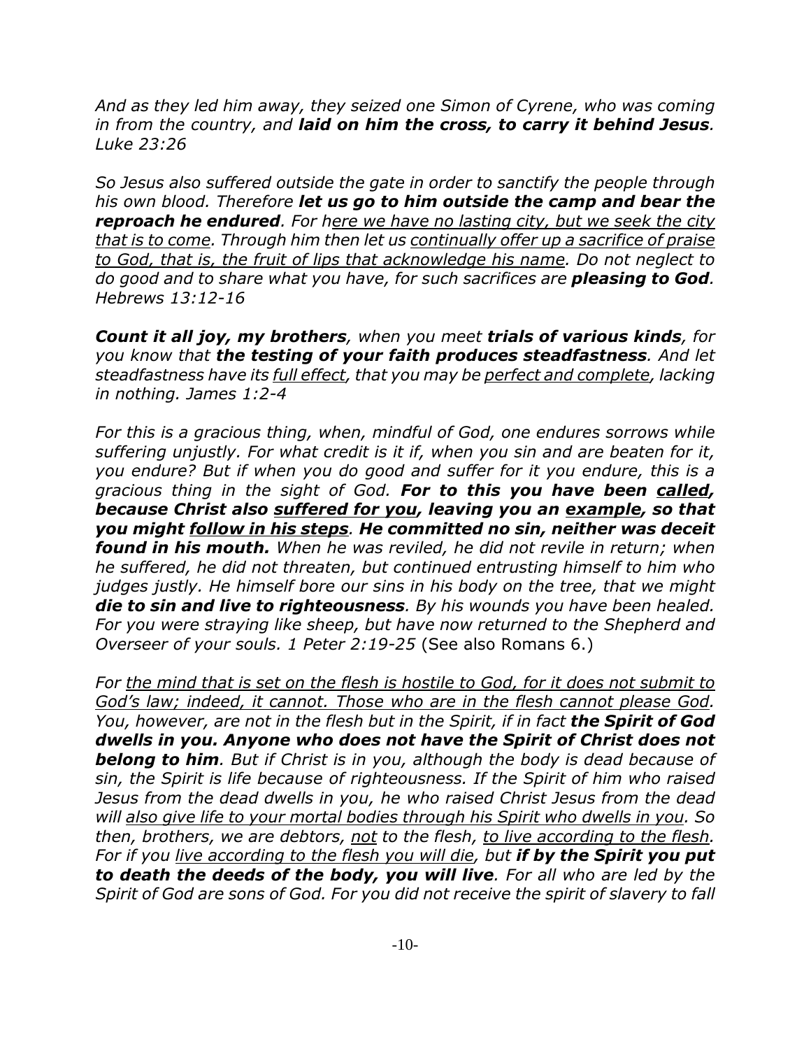*And as they led him away, they seized one Simon of Cyrene, who was coming in from the country, and **laid on him the cross, to carry it behind Jesus**. Luke 23:26*

*So Jesus also suffered outside the gate in order to sanctify the people through his own blood. Therefore **let us go to him outside the camp and bear the reproach he endured**. For h<u>ere we have no lasting city, but we seek the city that is to come</u>. Through him then let us <u>continually offer up a sacrifice of praise to God, that is, the fruit of lips that acknowledge his name</u>. Do not neglect to do good and to share what you have, for such sacrifices are **pleasing to God**. Hebrews 13:12-16*

***Count it all joy, my brothers**, when you meet **trials of various kinds**, for you know that **the testing of your faith produces steadfastness**. And let steadfastness have its <u>full effect</u>, that you may be <u>perfect and complete</u>, lacking in nothing. James 1:2-4*

*For this is a gracious thing, when, mindful of God, one endures sorrows while suffering unjustly. For what credit is it if, when you sin and are beaten for it, you endure? But if when you do good and suffer for it you endure, this is a gracious thing in the sight of God. **For to this you have been <u>called</u>, because Christ also <u>suffered for you</u>, leaving you an <u>example</u>, so that you might <u>follow in his steps</u>. He committed no sin, neither was deceit found in his mouth.** When he was reviled, he did not revile in return; when he suffered, he did not threaten, but continued entrusting himself to him who judges justly. He himself bore our sins in his body on the tree, that we might **die to sin and live to righteousness**. By his wounds you have been healed. For you were straying like sheep, but have now returned to the Shepherd and Overseer of your souls. 1 Peter 2:19-25* (See also Romans 6.)

*For <u>the mind that is set on the flesh is hostile to God, for it does not submit to God's law; indeed, it cannot. Those who are in the flesh cannot please God</u>. You, however, are not in the flesh but in the Spirit, if in fact **the Spirit of God dwells in you. Anyone who does not have the Spirit of Christ does not belong to him**. But if Christ is in you, although the body is dead because of sin, the Spirit is life because of righteousness. If the Spirit of him who raised Jesus from the dead dwells in you, he who raised Christ Jesus from the dead will <u>also give life to your mortal bodies through his Spirit who dwells in you</u>. So then, brothers, we are debtors, <u>not</u> to the flesh, <u>to live according to the flesh</u>. For if you <u>live according to the flesh you will die</u>, but **if by the Spirit you put to death the deeds of the body, you will live**. For all who are led by the Spirit of God are sons of God. For you did not receive the spirit of slavery to fall*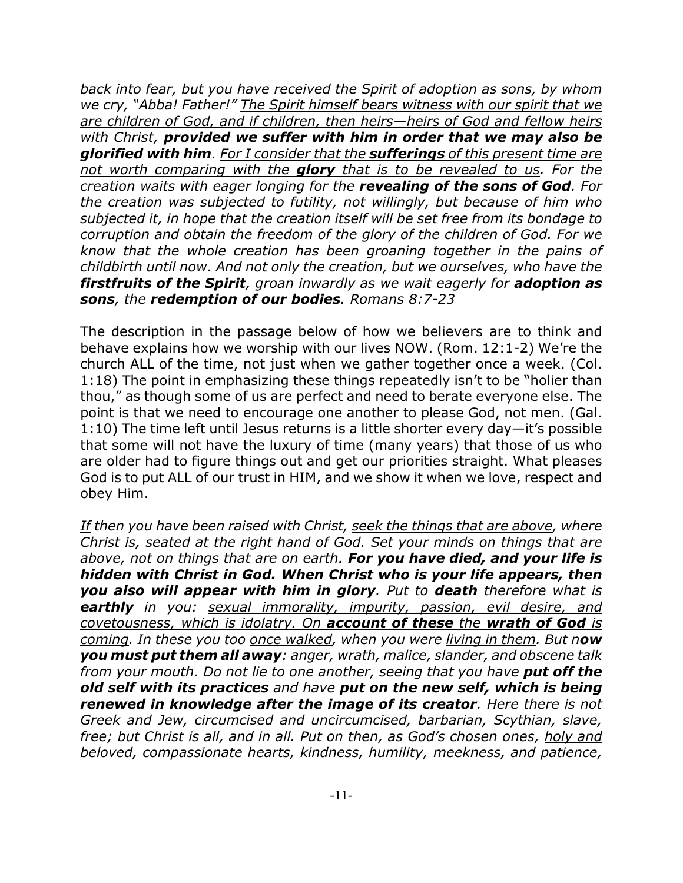*back into fear, but you have received the Spirit of <u>adoption as sons</u>, by whom we cry, "Abba! Father!" <u>The Spirit himself bears witness with our spirit that we are children of God, and if children, then heirs—heirs of God and fellow heirs with Christ</u>, **provided we suffer with him in order that we may also be glorified with him**. <u>For I consider that the **sufferings** of this present time are not worth comparing with the **glory** that is to be revealed to us</u>. For the creation waits with eager longing for the **revealing of the sons of God**. For the creation was subjected to futility, not willingly, but because of him who subjected it, in hope that the creation itself will be set free from its bondage to corruption and obtain the freedom of <u>the glory of the children of God</u>. For we know that the whole creation has been groaning together in the pains of childbirth until now. And not only the creation, but we ourselves, who have the **firstfruits of the Spirit**, groan inwardly as we wait eagerly for **adoption as sons**, the **redemption of our bodies**. Romans 8:7-23*

The description in the passage below of how we believers are to think and behave explains how we worship <u>with our lives</u> NOW. (Rom. 12:1-2) We're the church ALL of the time, not just when we gather together once a week. (Col. 1:18) The point in emphasizing these things repeatedly isn't to be "holier than thou," as though some of us are perfect and need to berate everyone else. The point is that we need to <u>encourage one another</u> to please God, not men. (Gal. 1:10) The time left until Jesus returns is a little shorter every day—it's possible that some will not have the luxury of time (many years) that those of us who are older had to figure things out and get our priorities straight. What pleases God is to put ALL of our trust in HIM, and we show it when we love, respect and obey Him.

*<u>If</u> then you have been raised with Christ, <u>seek the things that are above</u>, where Christ is, seated at the right hand of God. Set your minds on things that are above, not on things that are on earth. **For you have died, and your life is hidden with Christ in God. When Christ who is your life appears, then you also will appear with him in glory**. Put to **death** therefore what is **earthly** in you: <u>sexual immorality, impurity, passion, evil desire, and covetousness, which is idolatry. On **account of these** the **wrath of God** is coming</u>. In these you too <u>once walked</u>, when you were <u>living in them</u>. But n**ow you must put them all away**: anger, wrath, malice, slander, and obscene talk from your mouth. Do not lie to one another, seeing that you have **put off the old self with its practices** and have **put on the new self, which is being renewed in knowledge after the image of its creator**. Here there is not Greek and Jew, circumcised and uncircumcised, barbarian, Scythian, slave, free; but Christ is all, and in all. Put on then, as God's chosen ones, <u>holy and beloved, compassionate hearts, kindness, humility, meekness, and patience,</u>*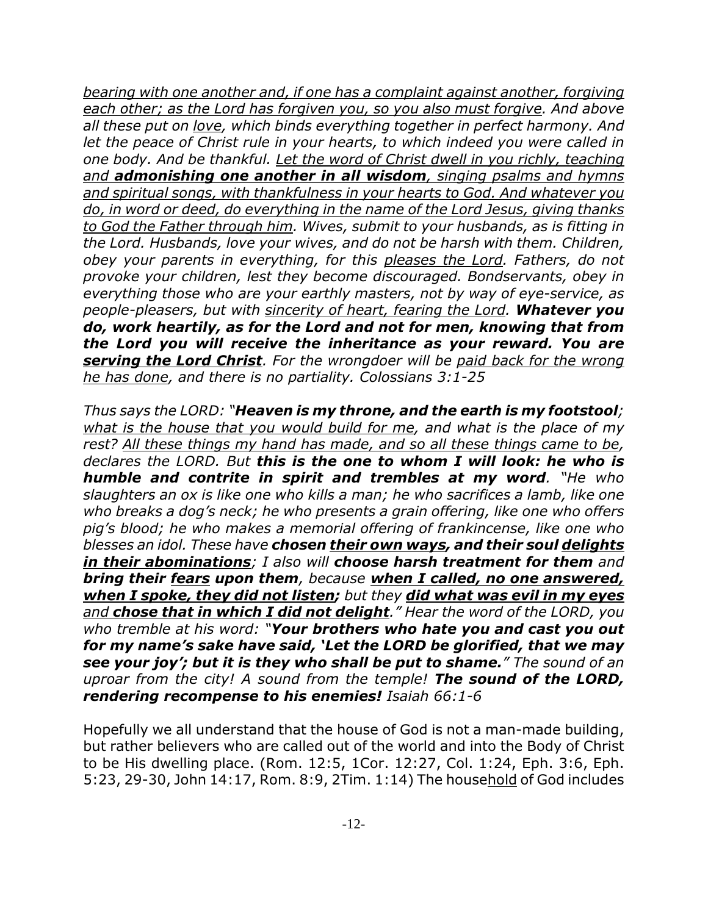*<u>bearing with one another and, if one has a complaint against another, forgiving each other; as the Lord has forgiven you, so you also must forgive</u>. And above all these put on <u>love</u>, which binds everything together in perfect harmony. And let the peace of Christ rule in your hearts, to which indeed you were called in one body. And be thankful. <u>Let the word of Christ dwell in you richly, teaching and **admonishing one another in all wisdom**, singing psalms and hymns and spiritual songs, with thankfulness in your hearts to God. And whatever you do, in word or deed, do everything in the name of the Lord Jesus, giving thanks to God the Father through him</u>. Wives, submit to your husbands, as is fitting in the Lord. Husbands, love your wives, and do not be harsh with them. Children, obey your parents in everything, for this <u>pleases the Lord</u>. Fathers, do not provoke your children, lest they become discouraged. Bondservants, obey in everything those who are your earthly masters, not by way of eye-service, as people-pleasers, but with <u>sincerity of heart, fearing the Lord</u>. **Whatever you do, work heartily, as for the Lord and not for men, knowing that from the Lord you will receive the inheritance as your reward. You are <u>serving the Lord Christ</u>**. For the wrongdoer will be <u>paid back for the wrong he has done</u>, and there is no partiality. Colossians 3:1-25*

*Thus says the LORD: "**Heaven is my throne, and the earth is my footstool**; <u>what is the house that you would build for me</u>, and what is the place of my rest? <u>All these things my hand has made, and so all these things came to be</u>, declares the LORD. But **this is the one to whom I will look: he who is humble and contrite in spirit and trembles at my word**. "He who slaughters an ox is like one who kills a man; he who sacrifices a lamb, like one who breaks a dog's neck; he who presents a grain offering, like one who offers pig's blood; he who makes a memorial offering of frankincense, like one who blesses an idol. These have **chosen <u>their own ways</u>, and their soul <u>delights in their abominations</u>**; I also will **choose harsh treatment for them** and **bring their <u>fears</u> upon them**, because **<u>when I called, no one answered, when I spoke, they did not listen</u>;** but they **<u>did what was evil in my eyes</u>** and **<u>chose that in which I did not delight</u>**." Hear the word of the LORD, you who tremble at his word: "**Your brothers who hate you and cast you out for my name's sake have said, 'Let the LORD be glorified, that we may see your joy'; but it is they who shall be put to shame.**" The sound of an uproar from the city! A sound from the temple! **The sound of the LORD, rendering recompense to his enemies!** Isaiah 66:1-6*

Hopefully we all understand that the house of God is not a man-made building, but rather believers who are called out of the world and into the Body of Christ to be His dwelling place. (Rom. 12:5, 1Cor. 12:27, Col. 1:24, Eph. 3:6, Eph. 5:23, 29-30, John 14:17, Rom. 8:9, 2Tim. 1:14) The house<u>hold</u> of God includes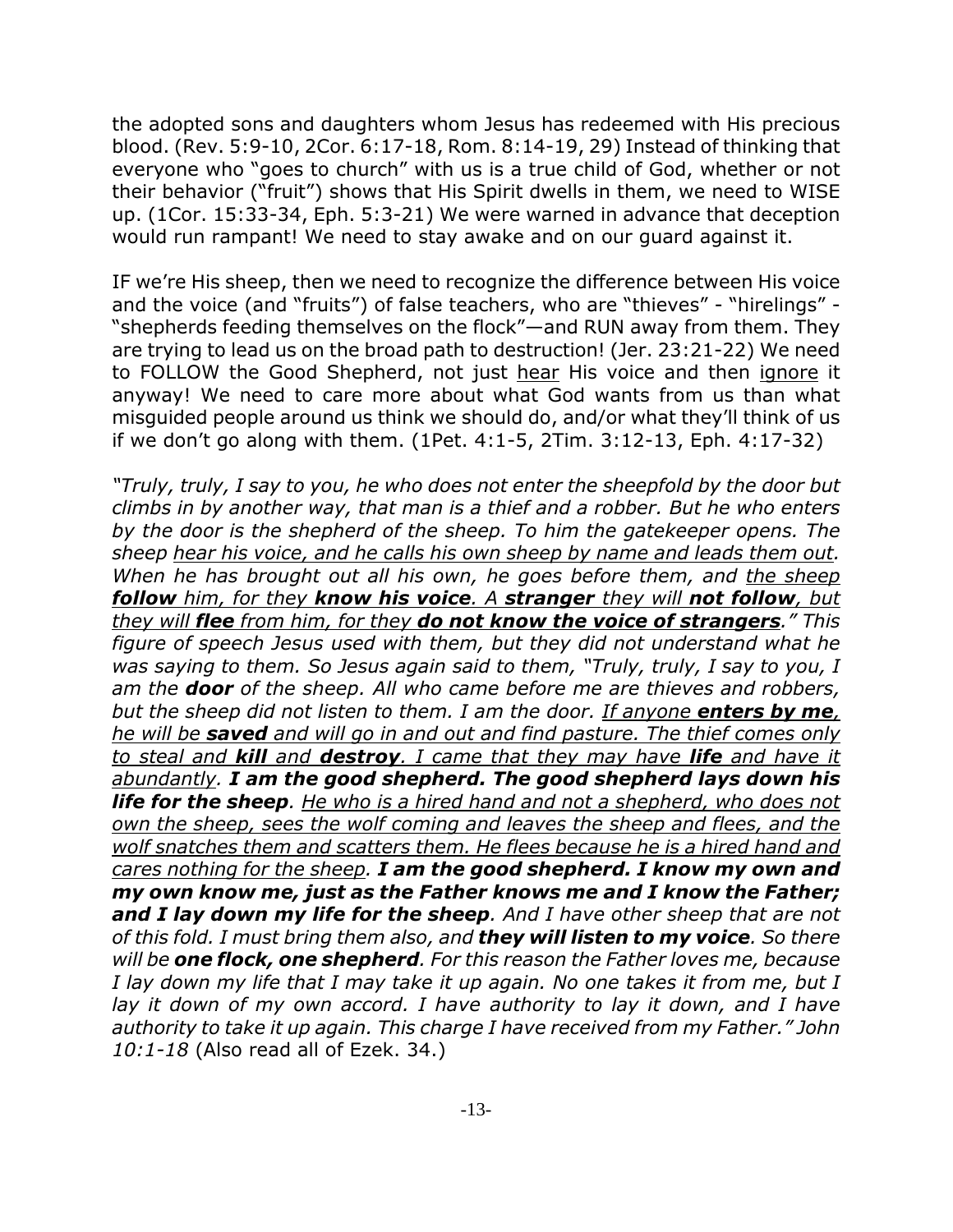the adopted sons and daughters whom Jesus has redeemed with His precious blood. (Rev. 5:9-10, 2Cor. 6:17-18, Rom. 8:14-19, 29) Instead of thinking that everyone who "goes to church" with us is a true child of God, whether or not their behavior ("fruit") shows that His Spirit dwells in them, we need to WISE up. (1Cor. 15:33-34, Eph. 5:3-21) We were warned in advance that deception would run rampant! We need to stay awake and on our guard against it.

IF we're His sheep, then we need to recognize the difference between His voice and the voice (and "fruits") of false teachers, who are "thieves" - "hirelings" - "shepherds feeding themselves on the flock"—and RUN away from them. They are trying to lead us on the broad path to destruction! (Jer. 23:21-22) We need to FOLLOW the Good Shepherd, not just <u>hear</u> His voice and then <u>ignore</u> it anyway! We need to care more about what God wants from us than what misguided people around us think we should do, and/or what they'll think of us if we don't go along with them. (1Pet. 4:1-5, 2Tim. 3:12-13, Eph. 4:17-32)

*"Truly, truly, I say to you, he who does not enter the sheepfold by the door but climbs in by another way, that man is a thief and a robber. But he who enters by the door is the shepherd of the sheep. To him the gatekeeper opens. The sheep <u>hear his voice, and he calls his own sheep by name and leads them out</u>. When he has brought out all his own, he goes before them, and <u>the sheep **follow** him, for they **know his voice**. A **stranger** they will **not follow**, but they will **flee** from him, for they **do not know the voice of strangers**</u>." This figure of speech Jesus used with them, but they did not understand what he was saying to them. So Jesus again said to them, "Truly, truly, I say to you, I am the **door** of the sheep. All who came before me are thieves and robbers, but the sheep did not listen to them. I am the door. <u>If anyone **enters by me**, he will be **saved** and will go in and out and find pasture. The thief comes only to steal and **kill** and **destroy**. I came that they may have **life** and have it abundantly</u>. **I am the good shepherd. The good shepherd lays down his life for the sheep**. <u>He who is a hired hand and not a shepherd, who does not own the sheep, sees the wolf coming and leaves the sheep and flees, and the wolf snatches them and scatters them. He flees because he is a hired hand and cares nothing for the sheep</u>. **I am the good shepherd. I know my own and my own know me, just as the Father knows me and I know the Father; and I lay down my life for the sheep**. And I have other sheep that are not of this fold. I must bring them also, and **they will listen to my voice**. So there will be **one flock, one shepherd**. For this reason the Father loves me, because I lay down my life that I may take it up again. No one takes it from me, but I lay it down of my own accord. I have authority to lay it down, and I have authority to take it up again. This charge I have received from my Father." John 10:1-18* (Also read all of Ezek. 34.)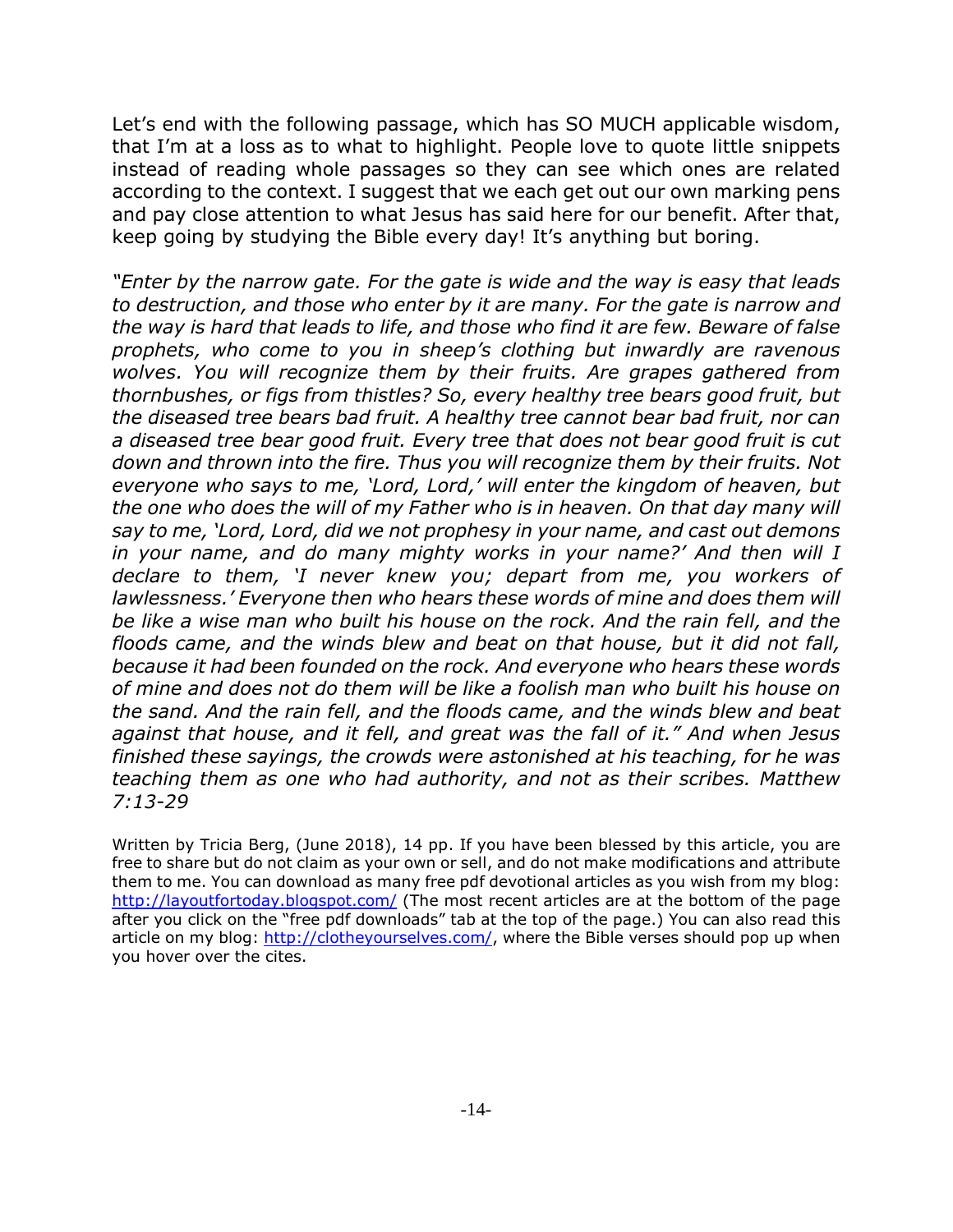Let's end with the following passage, which has SO MUCH applicable wisdom, that I'm at a loss as to what to highlight. People love to quote little snippets instead of reading whole passages so they can see which ones are related according to the context. I suggest that we each get out our own marking pens and pay close attention to what Jesus has said here for our benefit. After that, keep going by studying the Bible every day! It's anything but boring.

*"Enter by the narrow gate. For the gate is wide and the way is easy that leads to destruction, and those who enter by it are many. For the gate is narrow and the way is hard that leads to life, and those who find it are few. Beware of false prophets, who come to you in sheep's clothing but inwardly are ravenous wolves. You will recognize them by their fruits. Are grapes gathered from thornbushes, or figs from thistles? So, every healthy tree bears good fruit, but the diseased tree bears bad fruit. A healthy tree cannot bear bad fruit, nor can a diseased tree bear good fruit. Every tree that does not bear good fruit is cut down and thrown into the fire. Thus you will recognize them by their fruits. Not everyone who says to me, 'Lord, Lord,' will enter the kingdom of heaven, but the one who does the will of my Father who is in heaven. On that day many will say to me, 'Lord, Lord, did we not prophesy in your name, and cast out demons in your name, and do many mighty works in your name?' And then will I declare to them, 'I never knew you; depart from me, you workers of lawlessness.' Everyone then who hears these words of mine and does them will be like a wise man who built his house on the rock. And the rain fell, and the floods came, and the winds blew and beat on that house, but it did not fall, because it had been founded on the rock. And everyone who hears these words of mine and does not do them will be like a foolish man who built his house on the sand. And the rain fell, and the floods came, and the winds blew and beat against that house, and it fell, and great was the fall of it." And when Jesus finished these sayings, the crowds were astonished at his teaching, for he was teaching them as one who had authority, and not as their scribes. Matthew 7:13-29*

Written by Tricia Berg, (June 2018), 14 pp. If you have been blessed by this article, you are free to share but do not claim as your own or sell, and do not make modifications and attribute them to me. You can download as many free pdf devotional articles as you wish from my blog: [http://layoutfortoday.blogspot.com/](http://layoutfortoday.blogspot.com/) (The most recent articles are at the bottom of the page after you click on the "free pdf downloads" tab at the top of the page.) You can also read this article on my blog: [http://clotheyourselves.com/](http://clotheyourselves.com/), where the Bible verses should pop up when you hover over the cites.